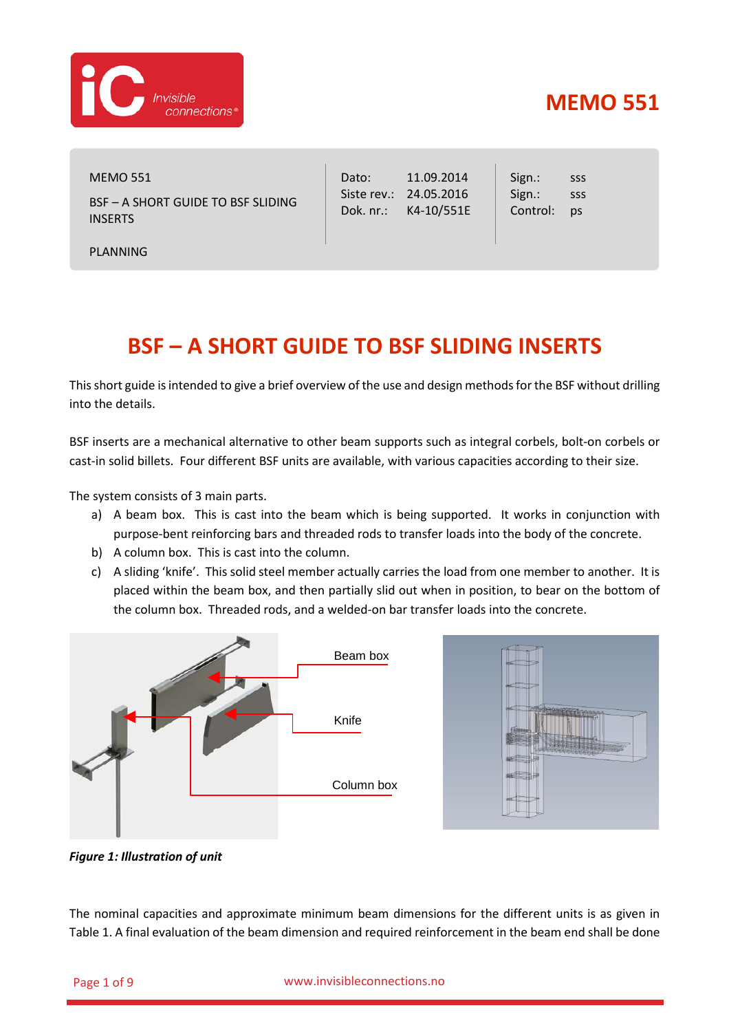MEMO 551

| MEMO 551 | Dato: 11.09.2014 | Sign.: sss |
| --- | --- | --- |
| BSF – A SHORT GUIDE TO BSF SLIDING INSERTS | Siste rev.: 24.05.2016 | Sign.: sss |
| PLANNING | Dok. nr.: K4-10/551E | Control: ps |

# BSF – A SHORT GUIDE TO BSF SLIDING INSERTS

This short guide is intended to give a brief overview of the use and design methods for the BSF without drilling into the details.

BSF inserts are a mechanical alternative to other beam supports such as integral corbels, bolt-on corbels or cast-in solid billets. Four different BSF units are available, with various capacities according to their size.

The system consists of 3 main parts.

a) A beam box. This is cast into the beam which is being supported. It works in conjunction with purpose-bent reinforcing bars and threaded rods to transfer loads into the body of the concrete.
b) A column box. This is cast into the column.
c) A sliding 'knife'. This solid steel member actually carries the load from one member to another. It is placed within the beam box, and then partially slid out when in position, to bear on the bottom of the column box. Threaded rods, and a welded-on bar transfer loads into the concrete.

***Figure 1: Illustration of unit***

The nominal capacities and approximate minimum beam dimensions for the different units is as given in Table 1. A final evaluation of the beam dimension and required reinforcement in the beam end shall be done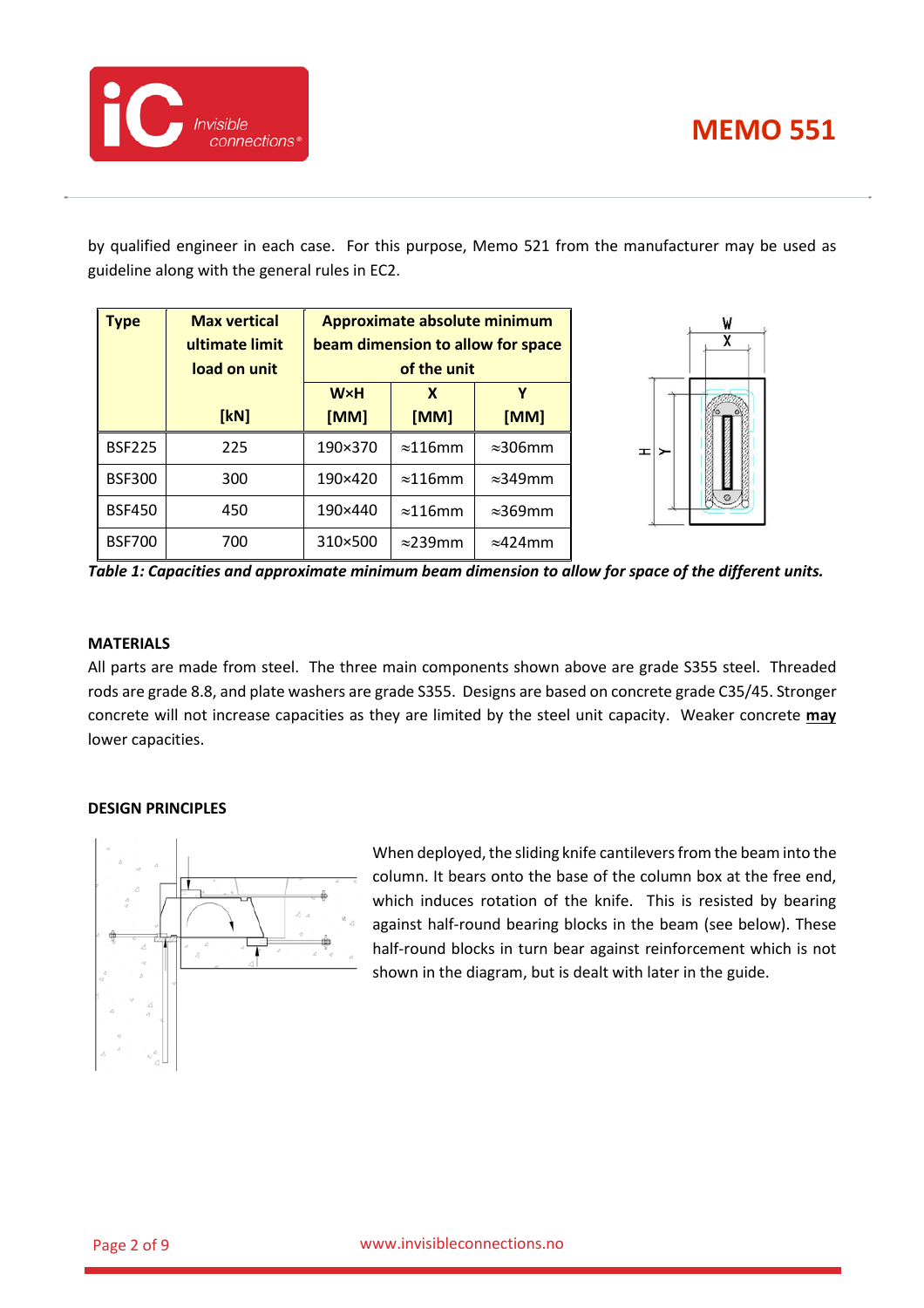by qualified engineer in each case. For this purpose, Memo 521 from the manufacturer may be used as guideline along with the general rules in EC2.

| Type | Max vertical ultimate limit load on unit [kN] | Approximate absolute minimum beam dimension to allow for space of the unit | | |
|---|---|---|---|---|
| | | W×H [MM] | X [MM] | Y [MM] |
| BSF225 | 225 | 190×370 | ≈116mm | ≈306mm |
| BSF300 | 300 | 190×420 | ≈116mm | ≈349mm |
| BSF450 | 450 | 190×440 | ≈116mm | ≈369mm |
| BSF700 | 700 | 310×500 | ≈239mm | ≈424mm |

***Table 1: Capacities and approximate minimum beam dimension to allow for space of the different units.***

**MATERIALS**

All parts are made from steel. The three main components shown above are grade S355 steel. Threaded rods are grade 8.8, and plate washers are grade S355. Designs are based on concrete grade C35/45. Stronger concrete will not increase capacities as they are limited by the steel unit capacity. Weaker concrete **may** lower capacities.

**DESIGN PRINCIPLES**

When deployed, the sliding knife cantilevers from the beam into the column. It bears onto the base of the column box at the free end, which induces rotation of the knife. This is resisted by bearing against half-round bearing blocks in the beam (see below). These half-round blocks in turn bear against reinforcement which is not shown in the diagram, but is dealt with later in the guide.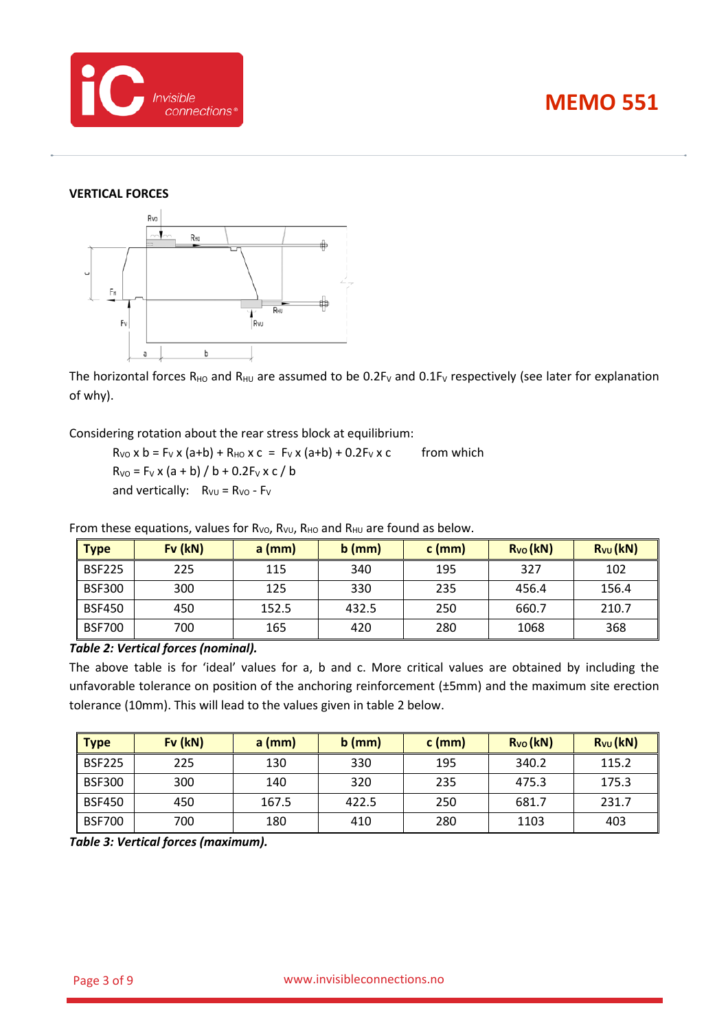## VERTICAL FORCES

The horizontal forces $R_{HO}$ and $R_{HU}$ are assumed to be $0.2F_V$ and $0.1F_V$ respectively (see later for explanation of why).

Considering rotation about the rear stress block at equilibrium:

$R_{VO} \times b = F_V \times (a+b) + R_{HO} \times c = F_V \times (a+b) + 0.2F_V \times c$ from which

$R_{VO} = F_V \times (a + b) / b + 0.2F_V \times c / b$

and vertically: $R_{VU} = R_{VO} - F_V$

From these equations, values for $R_{VO}$, $R_{VU}$, $R_{HO}$ and $R_{HU}$ are found as below.

| Type | Fv (kN) | a (mm) | b (mm) | c (mm) | $R_{VO}$ (kN) | $R_{VU}$ (kN) |
|---|---|---|---|---|---|---|
| BSF225 | 225 | 115 | 340 | 195 | 327 | 102 |
| BSF300 | 300 | 125 | 330 | 235 | 456.4 | 156.4 |
| BSF450 | 450 | 152.5 | 432.5 | 250 | 660.7 | 210.7 |
| BSF700 | 700 | 165 | 420 | 280 | 1068 | 368 |

***Table 2: Vertical forces (nominal).***

The above table is for 'ideal' values for a, b and c. More critical values are obtained by including the unfavorable tolerance on position of the anchoring reinforcement (±5mm) and the maximum site erection tolerance (10mm). This will lead to the values given in table 2 below.

| Type | Fv (kN) | a (mm) | b (mm) | c (mm) | $R_{VO}$ (kN) | $R_{VU}$ (kN) |
|---|---|---|---|---|---|---|
| BSF225 | 225 | 130 | 330 | 195 | 340.2 | 115.2 |
| BSF300 | 300 | 140 | 320 | 235 | 475.3 | 175.3 |
| BSF450 | 450 | 167.5 | 422.5 | 250 | 681.7 | 231.7 |
| BSF700 | 700 | 180 | 410 | 280 | 1103 | 403 |

***Table 3: Vertical forces (maximum).***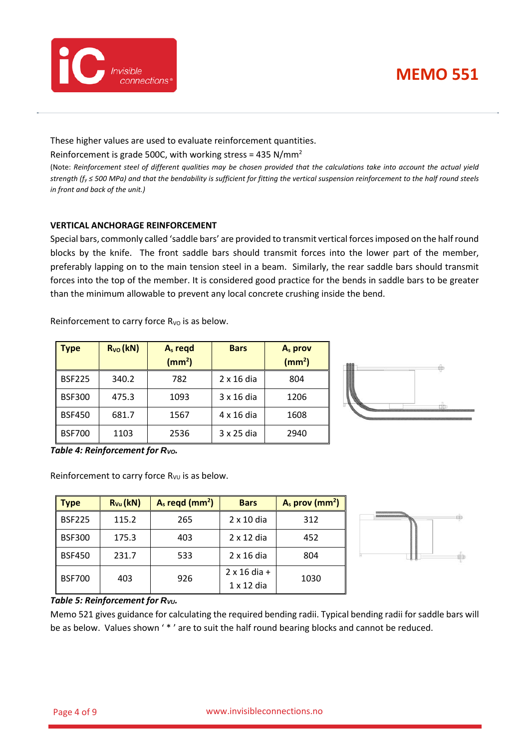These higher values are used to evaluate reinforcement quantities.

Reinforcement is grade 500C, with working stress = 435 N/mm$^2$

(Note: *Reinforcement steel of different qualities may be chosen provided that the calculations take into account the actual yield strength ($f_y \leq 500$ MPa) and that the bendability is sufficient for fitting the vertical suspension reinforcement to the half round steels in front and back of the unit.)*

**VERTICAL ANCHORAGE REINFORCEMENT**

Special bars, commonly called 'saddle bars' are provided to transmit vertical forces imposed on the half round blocks by the knife. The front saddle bars should transmit forces into the lower part of the member, preferably lapping on to the main tension steel in a beam. Similarly, the rear saddle bars should transmit forces into the top of the member. It is considered good practice for the bends in saddle bars to be greater than the minimum allowable to prevent any local concrete crushing inside the bend.

Reinforcement to carry force $R_{VO}$ is as below.

| Type | $R_{VO}$ (kN) | $A_s$ reqd (mm$^2$) | Bars | $A_s$ prov (mm$^2$) |
|---|---|---|---|---|
| BSF225 | 340.2 | 782 | 2 x 16 dia | 804 |
| BSF300 | 475.3 | 1093 | 3 x 16 dia | 1206 |
| BSF450 | 681.7 | 1567 | 4 x 16 dia | 1608 |
| BSF700 | 1103 | 2536 | 3 x 25 dia | 2940 |

***Table 4: Reinforcement for $R_{VO}$.***

Reinforcement to carry force $R_{VU}$ is as below.

| Type | $R_{VU}$ (kN) | $A_s$ reqd (mm$^2$) | Bars | $A_s$ prov (mm$^2$) |
|---|---|---|---|---|
| BSF225 | 115.2 | 265 | 2 x 10 dia | 312 |
| BSF300 | 175.3 | 403 | 2 x 12 dia | 452 |
| BSF450 | 231.7 | 533 | 2 x 16 dia | 804 |
| BSF700 | 403 | 926 | 2 x 16 dia + 1 x 12 dia | 1030 |

***Table 5: Reinforcement for $R_{VU}$.***

Memo 521 gives guidance for calculating the required bending radii. Typical bending radii for saddle bars will be as below. Values shown ' * ' are to suit the half round bearing blocks and cannot be reduced.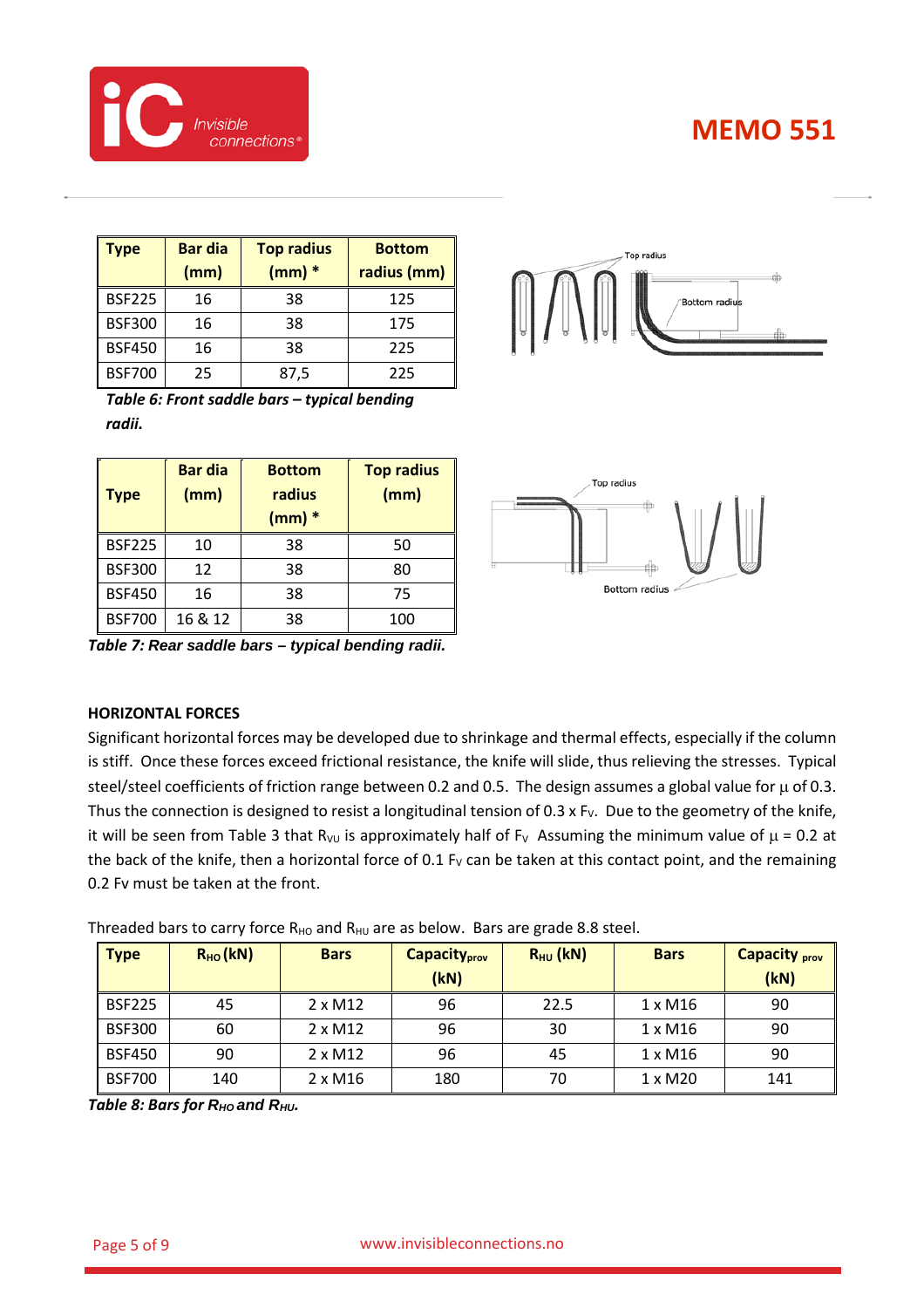| Type | Bar dia (mm) | Top radius (mm) * | Bottom radius (mm) |
|---|---|---|---|
| BSF225 | 16 | 38 | 125 |
| BSF300 | 16 | 38 | 175 |
| BSF450 | 16 | 38 | 225 |
| BSF700 | 25 | 87,5 | 225 |

***Table 6: Front saddle bars – typical bending radii.***

| Type | Bar dia (mm) | Bottom radius (mm) * | Top radius (mm) |
|---|---|---|---|
| BSF225 | 10 | 38 | 50 |
| BSF300 | 12 | 38 | 80 |
| BSF450 | 16 | 38 | 75 |
| BSF700 | 16 & 12 | 38 | 100 |

***Table 7: Rear saddle bars – typical bending radii.***

#### HORIZONTAL FORCES

Significant horizontal forces may be developed due to shrinkage and thermal effects, especially if the column is stiff. Once these forces exceed frictional resistance, the knife will slide, thus relieving the stresses. Typical steel/steel coefficients of friction range between 0.2 and 0.5. The design assumes a global value for $\mu$ of 0.3. Thus the connection is designed to resist a longitudinal tension of 0.3 x $F_V$. Due to the geometry of the knife, it will be seen from Table 3 that $R_{VU}$ is approximately half of $F_V$ Assuming the minimum value of $\mu$ = 0.2 at the back of the knife, then a horizontal force of 0.1 $F_V$ can be taken at this contact point, and the remaining 0.2 Fv must be taken at the front.

Threaded bars to carry force $R_{HO}$ and $R_{HU}$ are as below. Bars are grade 8.8 steel.

| Type | $R_{HO}$ (kN) | Bars | $Capacity_{prov}$ (kN) | $R_{HU}$ (kN) | Bars | $Capacity_{prov}$ (kN) |
|---|---|---|---|---|---|---|
| BSF225 | 45 | 2 x M12 | 96 | 22.5 | 1 x M16 | 90 |
| BSF300 | 60 | 2 x M12 | 96 | 30 | 1 x M16 | 90 |
| BSF450 | 90 | 2 x M12 | 96 | 45 | 1 x M16 | 90 |
| BSF700 | 140 | 2 x M16 | 180 | 70 | 1 x M20 | 141 |

***Table 8: Bars for $R_{HO}$ and $R_{HU}$.***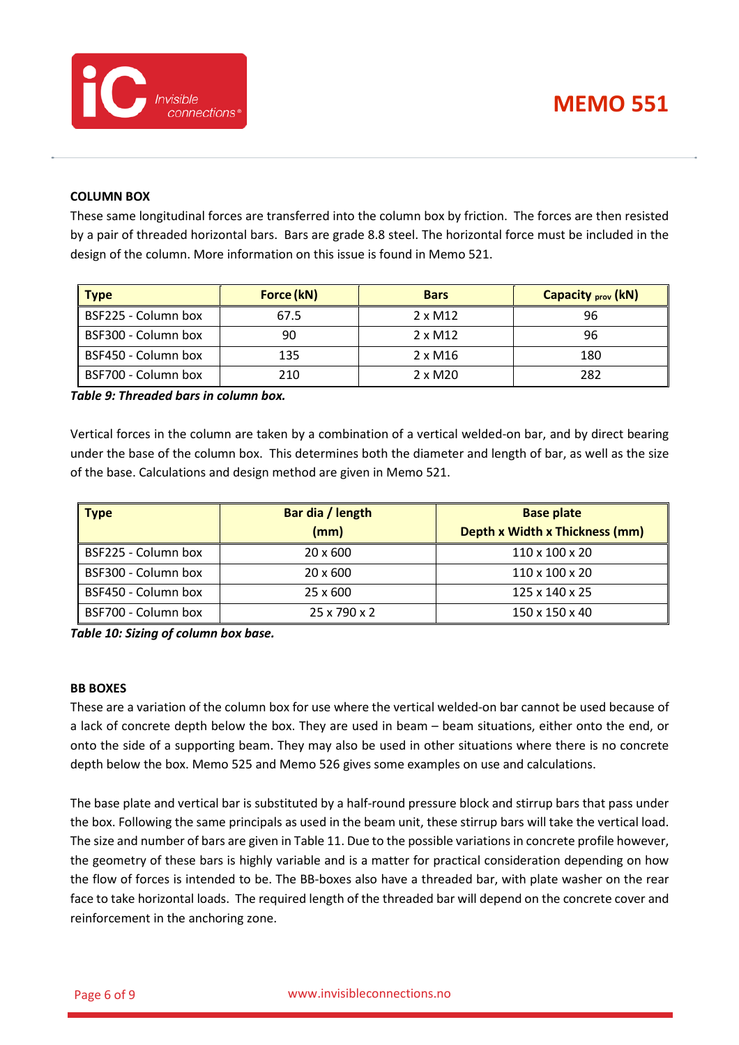## COLUMN BOX

These same longitudinal forces are transferred into the column box by friction. The forces are then resisted by a pair of threaded horizontal bars. Bars are grade 8.8 steel. The horizontal force must be included in the design of the column. More information on this issue is found in Memo 521.

| Type | Force (kN) | Bars | Capacity $_{prov}$ (kN) |
|---|---|---|---|
| BSF225 - Column box | 67.5 | 2 x M12 | 96 |
| BSF300 - Column box | 90 | 2 x M12 | 96 |
| BSF450 - Column box | 135 | 2 x M16 | 180 |
| BSF700 - Column box | 210 | 2 x M20 | 282 |

***Table 9: Threaded bars in column box.***

Vertical forces in the column are taken by a combination of a vertical welded-on bar, and by direct bearing under the base of the column box. This determines both the diameter and length of bar, as well as the size of the base. Calculations and design method are given in Memo 521.

| Type | Bar dia / length (mm) | Base plate Depth x Width x Thickness (mm) |
|---|---|---|
| BSF225 - Column box | 20 x 600 | 110 x 100 x 20 |
| BSF300 - Column box | 20 x 600 | 110 x 100 x 20 |
| BSF450 - Column box | 25 x 600 | 125 x 140 x 25 |
| BSF700 - Column box | 25 x 790 x 2 | 150 x 150 x 40 |

***Table 10: Sizing of column box base.***

## BB BOXES

These are a variation of the column box for use where the vertical welded-on bar cannot be used because of a lack of concrete depth below the box. They are used in beam – beam situations, either onto the end, or onto the side of a supporting beam. They may also be used in other situations where there is no concrete depth below the box. Memo 525 and Memo 526 gives some examples on use and calculations.

The base plate and vertical bar is substituted by a half-round pressure block and stirrup bars that pass under the box. Following the same principals as used in the beam unit, these stirrup bars will take the vertical load. The size and number of bars are given in Table 11. Due to the possible variations in concrete profile however, the geometry of these bars is highly variable and is a matter for practical consideration depending on how the flow of forces is intended to be. The BB-boxes also have a threaded bar, with plate washer on the rear face to take horizontal loads. The required length of the threaded bar will depend on the concrete cover and reinforcement in the anchoring zone.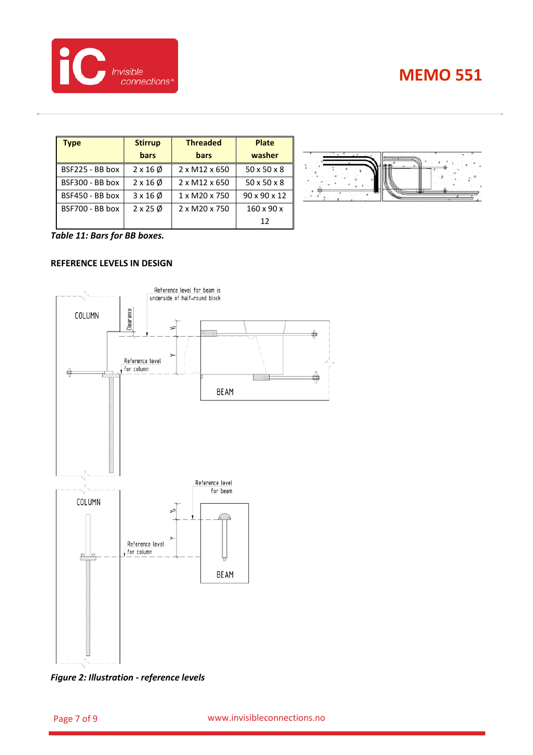| Type | Stirrup bars | Threaded bars | Plate washer |
|---|---|---|---|
| BSF225 - BB box | 2 x 16 Ø | 2 x M12 x 650 | 50 x 50 x 8 |
| BSF300 - BB box | 2 x 16 Ø | 2 x M12 x 650 | 50 x 50 x 8 |
| BSF450 - BB box | 3 x 16 Ø | 1 x M20 x 750 | 90 x 90 x 12 |
| BSF700 - BB box | 2 x 25 Ø | 2 x M20 x 750 | 160 x 90 x 12 |

*Table 11: Bars for BB boxes.*

**REFERENCE LEVELS IN DESIGN**

*Figure 2: Illustration - reference levels*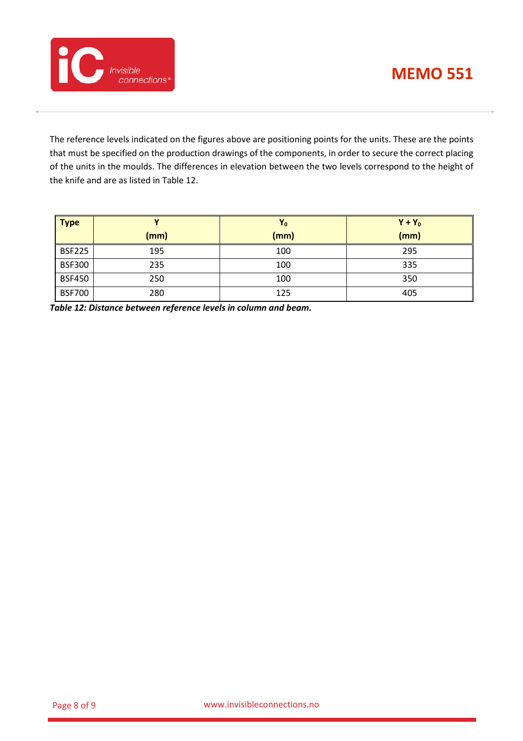The reference levels indicated on the figures above are positioning points for the units. These are the points that must be specified on the production drawings of the components, in order to secure the correct placing of the units in the moulds. The differences in elevation between the two levels correspond to the height of the knife and are as listed in Table 12.

| Type | $Y$ (mm) | $Y_0$ (mm) | $Y + Y_0$ (mm) |
|---|---|---|---|
| BSF225 | 195 | 100 | 295 |
| BSF300 | 235 | 100 | 335 |
| BSF450 | 250 | 100 | 350 |
| BSF700 | 280 | 125 | 405 |

***Table 12: Distance between reference levels in column and beam.***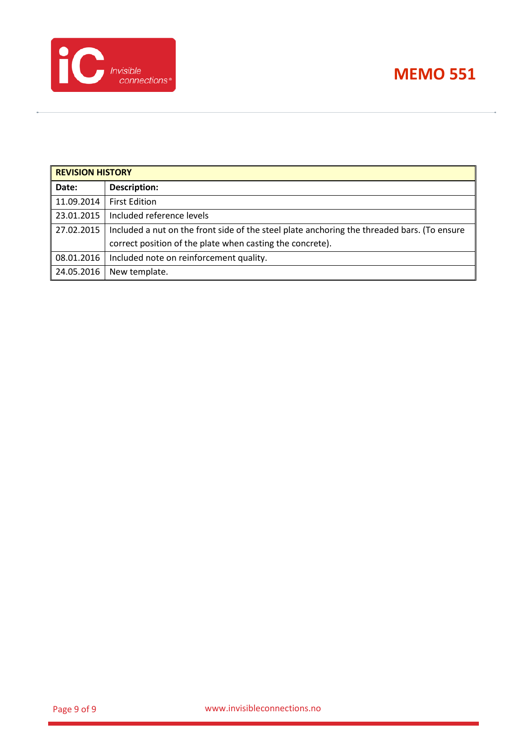| REVISION HISTORY | |
|---|---|
| **Date:** | **Description:** |
| 11.09.2014 | First Edition |
| 23.01.2015 | Included reference levels |
| 27.02.2015 | Included a nut on the front side of the steel plate anchoring the threaded bars. (To ensure correct position of the plate when casting the concrete). |
| 08.01.2016 | Included note on reinforcement quality. |
| 24.05.2016 | New template. |